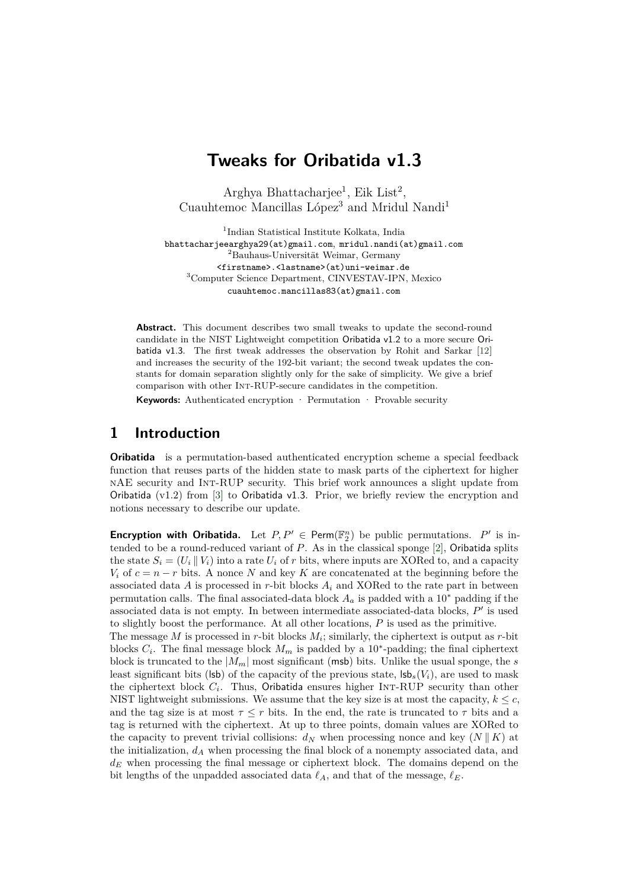# Tweaks for Oribatida v1.3

Arghya Bhattacharjee[1], Eik List[2], Cuauhtemoc Mancillas López[3] and Mridul Nandi[1]

[1]Indian Statistical Institute Kolkata, India
bhattacharjeearghya29(at)gmail.com, mridul.nandi(at)gmail.com
[2]Bauhaus-Universität Weimar, Germany
<firstname>.<lastname>(at)uni-weimar.de
[3]Computer Science Department, CINVESTAV-IPN, Mexico
cuauhtemoc.mancillas83(at)gmail.com

**Abstract.** This document describes two small tweaks to update the second-round candidate in the NIST Lightweight competition Oribatida v1.2 to a more secure Oribatida v1.3. The first tweak addresses the observation by Rohit and Sarkar [12] and increases the security of the 192-bit variant; the second tweak updates the constants for domain separation slightly only for the sake of simplicity. We give a brief comparison with other Int-RUP-secure candidates in the competition.

**Keywords:** Authenticated encryption · Permutation · Provable security

## 1 Introduction

**Oribatida** is a permutation-based authenticated encryption scheme a special feedback function that reuses parts of the hidden state to mask parts of the ciphertext for higher nAE security and Int-RUP security. This brief work announces a slight update from Oribatida (v1.2) from [3] to Oribatida v1.3. Prior, we briefly review the encryption and notions necessary to describe our update.

**Encryption with Oribatida.** Let $P, P' \in \mathsf{Perm}(\mathbb{F}_2^n)$ be public permutations. $P'$ is intended to be a round-reduced variant of $P$. As in the classical sponge [2], Oribatida splits the state $S_i = (U_i \,\|\, V_i)$ into a rate $U_i$ of $r$ bits, where inputs are XORed to, and a capacity $V_i$ of $c = n - r$ bits. A nonce $N$ and key $K$ are concatenated at the beginning before the associated data $A$ is processed in $r$-bit blocks $A_i$ and XORed to the rate part in between permutation calls. The final associated-data block $A_a$ is padded with a $10^*$ padding if the associated data is not empty. In between intermediate associated-data blocks, $P'$ is used to slightly boost the performance. At all other locations, $P$ is used as the primitive.
The message $M$ is processed in $r$-bit blocks $M_i$; similarly, the ciphertext is output as $r$-bit blocks $C_i$. The final message block $M_m$ is padded by a $10^*$-padding; the final ciphertext block is truncated to the $|M_m|$ most significant ($\mathsf{msb}$) bits. Unlike the usual sponge, the $s$ least significant bits ($\mathsf{lsb}$) of the capacity of the previous state, $\mathsf{lsb}_s(V_i)$, are used to mask the ciphertext block $C_i$. Thus, Oribatida ensures higher Int-RUP security than other NIST lightweight submissions. We assume that the key size is at most the capacity, $k \leq c$, and the tag size is at most $\tau \leq r$ bits. In the end, the rate is truncated to $\tau$ bits and a tag is returned with the ciphertext. At up to three points, domain values are XORed to the capacity to prevent trivial collisions: $d_N$ when processing nonce and key $(N \,\|\, K)$ at the initialization, $d_A$ when processing the final block of a nonempty associated data, and $d_E$ when processing the final message or ciphertext block. The domains depend on the bit lengths of the unpadded associated data $\ell_A$, and that of the message, $\ell_E$.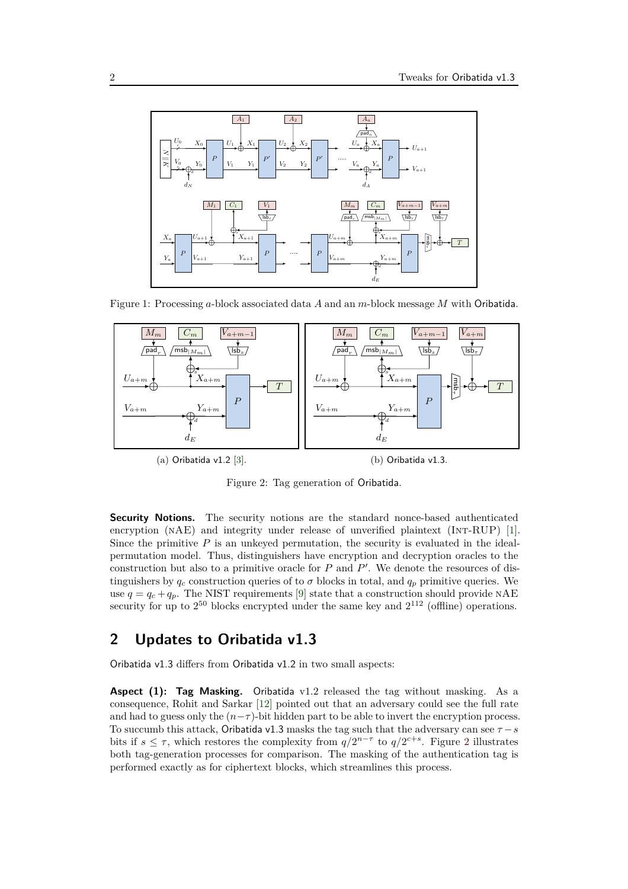Figure 1: Processing $a$-block associated data $A$ and an $m$-block message $M$ with Oribatida.

(a) Oribatida v1.2 [3].

(b) Oribatida v1.3.

Figure 2: Tag generation of Oribatida.

**Security Notions.** The security notions are the standard nonce-based authenticated encryption (nAE) and integrity under release of unverified plaintext (INT-RUP) [1]. Since the primitive $P$ is an unkeyed permutation, the security is evaluated in the ideal-permutation model. Thus, distinguishers have encryption and decryption oracles to the construction but also to a primitive oracle for $P$ and $P'$. We denote the resources of distinguishers by $q_c$ construction queries of to $\sigma$ blocks in total, and $q_p$ primitive queries. We use $q = q_c + q_p$. The NIST requirements [9] state that a construction should provide nAE security for up to $2^{50}$ blocks encrypted under the same key and $2^{112}$ (offline) operations.

## 2 Updates to Oribatida v1.3

Oribatida v1.3 differs from Oribatida v1.2 in two small aspects:

**Aspect (1): Tag Masking.** Oribatida v1.2 released the tag without masking. As a consequence, Rohit and Sarkar [12] pointed out that an adversary could see the full rate and had to guess only the $(n-\tau)$-bit hidden part to be able to invert the encryption process. To succumb this attack, Oribatida v1.3 masks the tag such that the adversary can see $\tau - s$ bits if $s \leq \tau$, which restores the complexity from $q/2^{n-\tau}$ to $q/2^{c+s}$. Figure 2 illustrates both tag-generation processes for comparison. The masking of the authentication tag is performed exactly as for ciphertext blocks, which streamlines this process.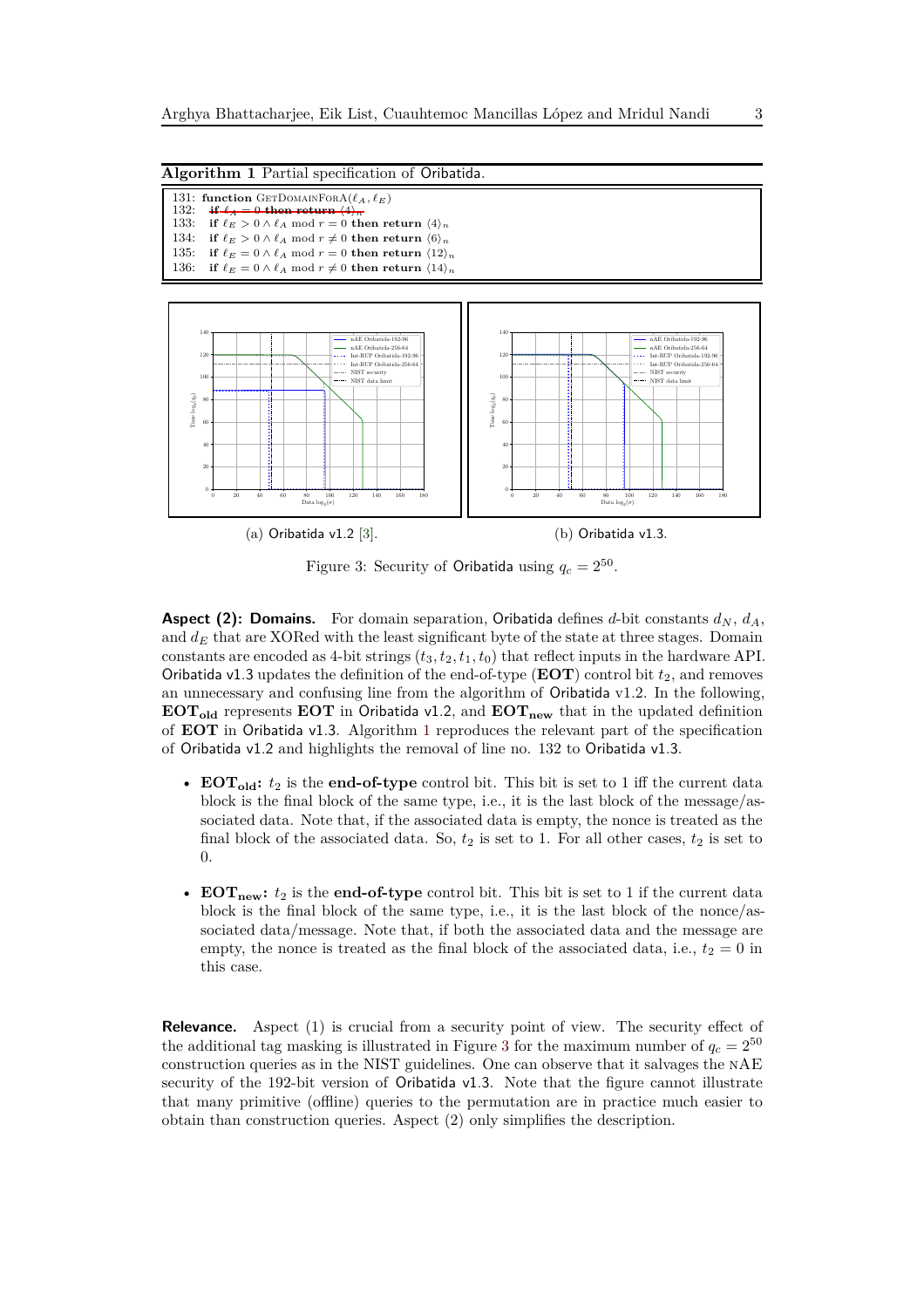**Algorithm 1** Partial specification of Oribatida.

```
131: function GetDomainForA(ℓ_A, ℓ_E)
132:   if ℓ_A = 0 then return ⟨4⟩_n
133:   if ℓ_E > 0 ∧ ℓ_A mod r = 0 then return ⟨4⟩_n
134:   if ℓ_E > 0 ∧ ℓ_A mod r ≠ 0 then return ⟨6⟩_n
135:   if ℓ_E = 0 ∧ ℓ_A mod r = 0 then return ⟨12⟩_n
136:   if ℓ_E = 0 ∧ ℓ_A mod r ≠ 0 then return ⟨14⟩_n
```

(a) Oribatida v1.2 [3]. (b) Oribatida v1.3.

Figure 3: Security of Oribatida using $q_c = 2^{50}$.

**Aspect (2): Domains.** For domain separation, Oribatida defines $d$-bit constants $d_N$, $d_A$, and $d_E$ that are XORed with the least significant byte of the state at three stages. Domain constants are encoded as 4-bit strings $(t_3, t_2, t_1, t_0)$ that reflect inputs in the hardware API. Oribatida v1.3 updates the definition of the end-of-type (**EOT**) control bit $t_2$, and removes an unnecessary and confusing line from the algorithm of Oribatida v1.2. In the following, $\mathbf{EOT_{old}}$ represents **EOT** in Oribatida v1.2, and $\mathbf{EOT_{new}}$ that in the updated definition of **EOT** in Oribatida v1.3. Algorithm 1 reproduces the relevant part of the specification of Oribatida v1.2 and highlights the removal of line no. 132 to Oribatida v1.3.

- $\mathbf{EOT_{old}}$**:** $t_2$ is the **end-of-type** control bit. This bit is set to 1 iff the current data block is the final block of the same type, i.e., it is the last block of the message/associated data. Note that, if the associated data is empty, the nonce is treated as the final block of the associated data. So, $t_2$ is set to 1. For all other cases, $t_2$ is set to 0.

- $\mathbf{EOT_{new}}$**:** $t_2$ is the **end-of-type** control bit. This bit is set to 1 if the current data block is the final block of the same type, i.e., it is the last block of the nonce/associated data/message. Note that, if both the associated data and the message are empty, the nonce is treated as the final block of the associated data, i.e., $t_2 = 0$ in this case.

**Relevance.** Aspect (1) is crucial from a security point of view. The security effect of the additional tag masking is illustrated in Figure 3 for the maximum number of $q_c = 2^{50}$ construction queries as in the NIST guidelines. One can observe that it salvages the nAE security of the 192-bit version of Oribatida v1.3. Note that the figure cannot illustrate that many primitive (offline) queries to the permutation are in practice much easier to obtain than construction queries. Aspect (2) only simplifies the description.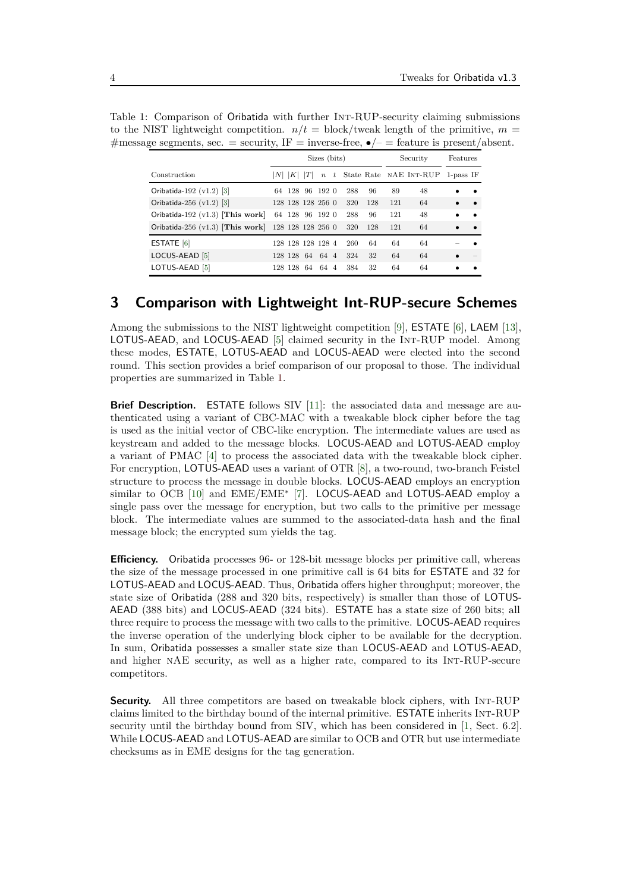Table 1: Comparison of Oribatida with further INT-RUP-security claiming submissions to the NIST lightweight competition. $n/t$ = block/tweak length of the primitive, $m$ = #message segments, sec. = security, IF = inverse-free, •/– = feature is present/absent.

| | Sizes (bits) | | | | | | | Security | | Features | |
|---|---|---|---|---|---|---|---|---|---|---|---|
| Construction | $\|N\|$ | $\|K\|$ | $\|T\|$ | $n$ | $t$ | State | Rate | NAE | INT-RUP | 1-pass | IF |
| Oribatida-192 (v1.2) [3] | 64 | 128 | 96 | 192 | 0 | 288 | 96 | 89 | 48 | • | • |
| Oribatida-256 (v1.2) [3] | 128 | 128 | 128 | 256 | 0 | 320 | 128 | 121 | 64 | • | • |
| Oribatida-192 (v1.3) [**This work**] | 64 | 128 | 96 | 192 | 0 | 288 | 96 | 121 | 48 | • | • |
| Oribatida-256 (v1.3) [**This work**] | 128 | 128 | 128 | 256 | 0 | 320 | 128 | 121 | 64 | • | • |
| ESTATE [6] | 128 | 128 | 128 | 128 | 4 | 260 | 64 | 64 | 64 | – | • |
| LOCUS-AEAD [5] | 128 | 128 | 64 | 64 | 4 | 324 | 32 | 64 | 64 | • | – |
| LOTUS-AEAD [5] | 128 | 128 | 64 | 64 | 4 | 384 | 32 | 64 | 64 | • | • |

# 3 Comparison with Lightweight Int-RUP-secure Schemes

Among the submissions to the NIST lightweight competition [9], ESTATE [6], LAEM [13], LOTUS-AEAD, and LOCUS-AEAD [5] claimed security in the INT-RUP model. Among these modes, ESTATE, LOTUS-AEAD and LOCUS-AEAD were elected into the second round. This section provides a brief comparison of our proposal to those. The individual properties are summarized in Table 1.

**Brief Description.** ESTATE follows SIV [11]: the associated data and message are authenticated using a variant of CBC-MAC with a tweakable block cipher before the tag is used as the initial vector of CBC-like encryption. The intermediate values are used as keystream and added to the message blocks. LOCUS-AEAD and LOTUS-AEAD employ a variant of PMAC [4] to process the associated data with the tweakable block cipher. For encryption, LOTUS-AEAD uses a variant of OTR [8], a two-round, two-branch Feistel structure to process the message in double blocks. LOCUS-AEAD employs an encryption similar to OCB [10] and EME/EME* [7]. LOCUS-AEAD and LOTUS-AEAD employ a single pass over the message for encryption, but two calls to the primitive per message block. The intermediate values are summed to the associated-data hash and the final message block; the encrypted sum yields the tag.

**Efficiency.** Oribatida processes 96- or 128-bit message blocks per primitive call, whereas the size of the message processed in one primitive call is 64 bits for ESTATE and 32 for LOTUS-AEAD and LOCUS-AEAD. Thus, Oribatida offers higher throughput; moreover, the state size of Oribatida (288 and 320 bits, respectively) is smaller than those of LOTUS-AEAD (388 bits) and LOCUS-AEAD (324 bits). ESTATE has a state size of 260 bits; all three require to process the message with two calls to the primitive. LOCUS-AEAD requires the inverse operation of the underlying block cipher to be available for the decryption. In sum, Oribatida possesses a smaller state size than LOCUS-AEAD and LOTUS-AEAD, and higher NAE security, as well as a higher rate, compared to its INT-RUP-secure competitors.

**Security.** All three competitors are based on tweakable block ciphers, with INT-RUP claims limited to the birthday bound of the internal primitive. ESTATE inherits INT-RUP security until the birthday bound from SIV, which has been considered in [1, Sect. 6.2]. While LOCUS-AEAD and LOTUS-AEAD are similar to OCB and OTR but use intermediate checksums as in EME designs for the tag generation.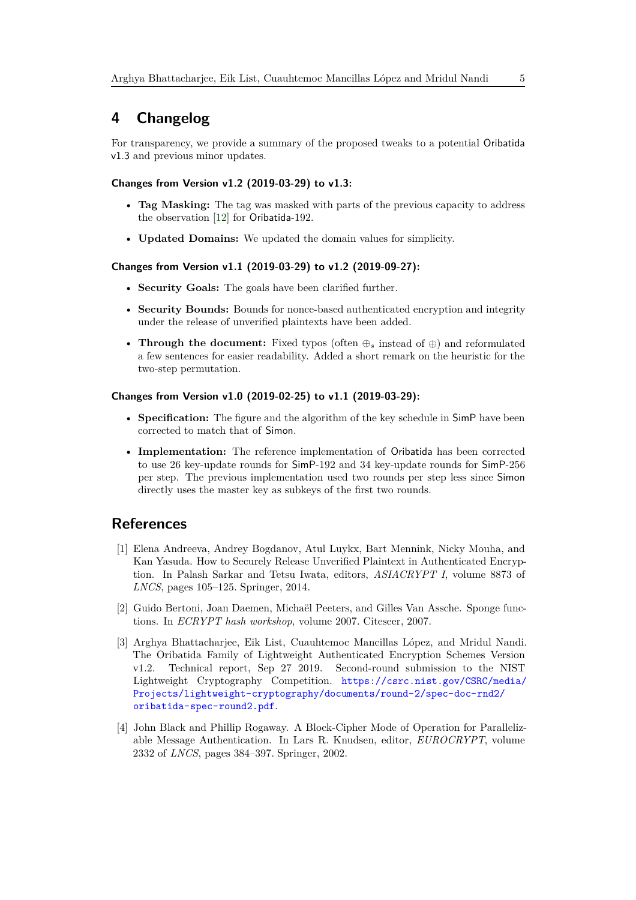# 4 Changelog

For transparency, we provide a summary of the proposed tweaks to a potential Oribatida v1.3 and previous minor updates.

### Changes from Version v1.2 (2019-03-29) to v1.3:

- **Tag Masking:** The tag was masked with parts of the previous capacity to address the observation [12] for Oribatida-192.
- **Updated Domains:** We updated the domain values for simplicity.

### Changes from Version v1.1 (2019-03-29) to v1.2 (2019-09-27):

- **Security Goals:** The goals have been clarified further.
- **Security Bounds:** Bounds for nonce-based authenticated encryption and integrity under the release of unverified plaintexts have been added.
- **Through the document:** Fixed typos (often $\oplus_s$ instead of $\oplus$) and reformulated a few sentences for easier readability. Added a short remark on the heuristic for the two-step permutation.

### Changes from Version v1.0 (2019-02-25) to v1.1 (2019-03-29):

- **Specification:** The figure and the algorithm of the key schedule in SimP have been corrected to match that of Simon.
- **Implementation:** The reference implementation of Oribatida has been corrected to use 26 key-update rounds for SimP-192 and 34 key-update rounds for SimP-256 per step. The previous implementation used two rounds per step less since Simon directly uses the master key as subkeys of the first two rounds.

# References

[1] Elena Andreeva, Andrey Bogdanov, Atul Luykx, Bart Mennink, Nicky Mouha, and Kan Yasuda. How to Securely Release Unverified Plaintext in Authenticated Encryption. In Palash Sarkar and Tetsu Iwata, editors, *ASIACRYPT I*, volume 8873 of *LNCS*, pages 105–125. Springer, 2014.

[2] Guido Bertoni, Joan Daemen, Michaël Peeters, and Gilles Van Assche. Sponge functions. In *ECRYPT hash workshop*, volume 2007. Citeseer, 2007.

[3] Arghya Bhattacharjee, Eik List, Cuauhtemoc Mancillas López, and Mridul Nandi. The Oribatida Family of Lightweight Authenticated Encryption Schemes Version v1.2. Technical report, Sep 27 2019. Second-round submission to the NIST Lightweight Cryptography Competition. https://csrc.nist.gov/CSRC/media/Projects/lightweight-cryptography/documents/round-2/spec-doc-rnd2/oribatida-spec-round2.pdf.

[4] John Black and Phillip Rogaway. A Block-Cipher Mode of Operation for Parallelizable Message Authentication. In Lars R. Knudsen, editor, *EUROCRYPT*, volume 2332 of *LNCS*, pages 384–397. Springer, 2002.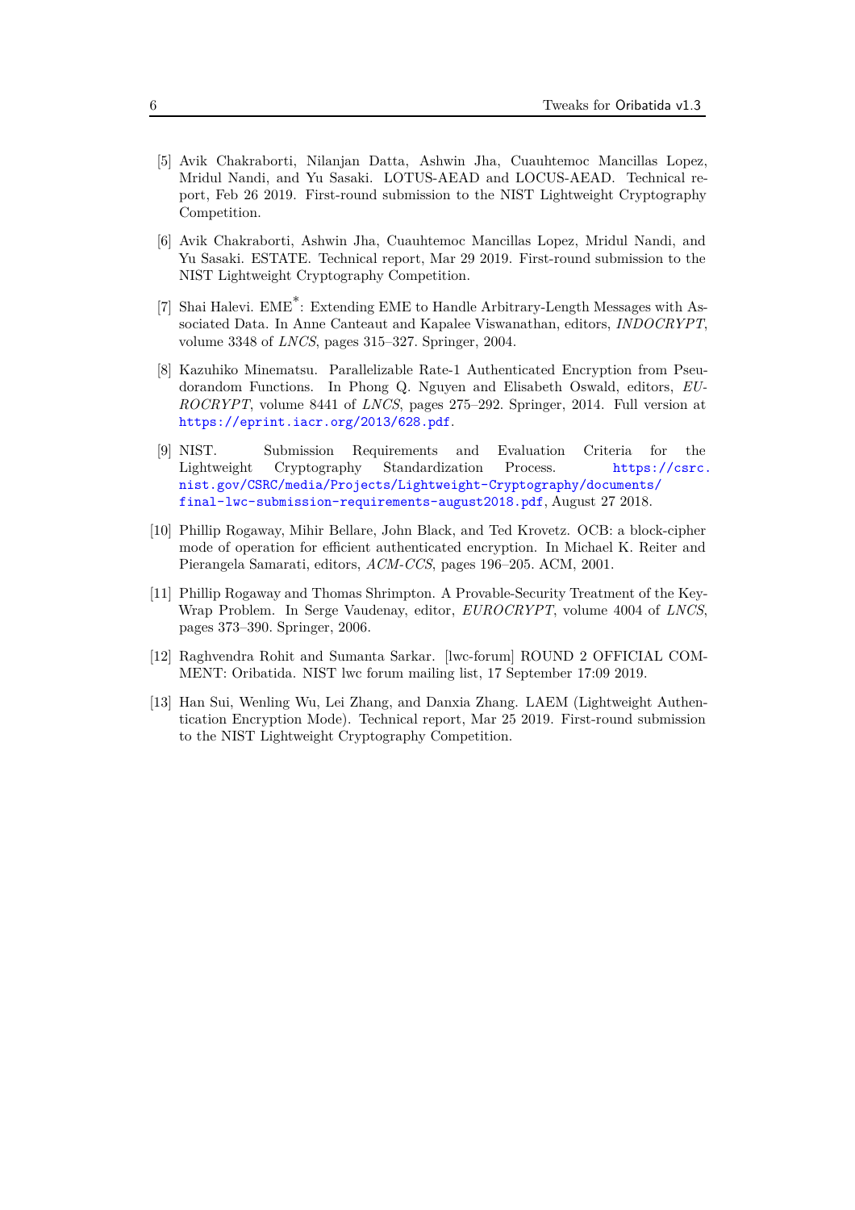[5] Avik Chakraborti, Nilanjan Datta, Ashwin Jha, Cuauhtemoc Mancillas Lopez, Mridul Nandi, and Yu Sasaki. LOTUS-AEAD and LOCUS-AEAD. Technical report, Feb 26 2019. First-round submission to the NIST Lightweight Cryptography Competition.

[6] Avik Chakraborti, Ashwin Jha, Cuauhtemoc Mancillas Lopez, Mridul Nandi, and Yu Sasaki. ESTATE. Technical report, Mar 29 2019. First-round submission to the NIST Lightweight Cryptography Competition.

[7] Shai Halevi. EME$^*$: Extending EME to Handle Arbitrary-Length Messages with Associated Data. In Anne Canteaut and Kapalee Viswanathan, editors, *INDOCRYPT*, volume 3348 of *LNCS*, pages 315–327. Springer, 2004.

[8] Kazuhiko Minematsu. Parallelizable Rate-1 Authenticated Encryption from Pseudorandom Functions. In Phong Q. Nguyen and Elisabeth Oswald, editors, *EUROCRYPT*, volume 8441 of *LNCS*, pages 275–292. Springer, 2014. Full version at https://eprint.iacr.org/2013/628.pdf.

[9] NIST. Submission Requirements and Evaluation Criteria for the Lightweight Cryptography Standardization Process. https://csrc.nist.gov/CSRC/media/Projects/Lightweight-Cryptography/documents/final-lwc-submission-requirements-august2018.pdf, August 27 2018.

[10] Phillip Rogaway, Mihir Bellare, John Black, and Ted Krovetz. OCB: a block-cipher mode of operation for efficient authenticated encryption. In Michael K. Reiter and Pierangela Samarati, editors, *ACM-CCS*, pages 196–205. ACM, 2001.

[11] Phillip Rogaway and Thomas Shrimpton. A Provable-Security Treatment of the Key-Wrap Problem. In Serge Vaudenay, editor, *EUROCRYPT*, volume 4004 of *LNCS*, pages 373–390. Springer, 2006.

[12] Raghvendra Rohit and Sumanta Sarkar. [lwc-forum] ROUND 2 OFFICIAL COMMENT: Oribatida. NIST lwc forum mailing list, 17 September 17:09 2019.

[13] Han Sui, Wenling Wu, Lei Zhang, and Danxia Zhang. LAEM (Lightweight Authentication Encryption Mode). Technical report, Mar 25 2019. First-round submission to the NIST Lightweight Cryptography Competition.